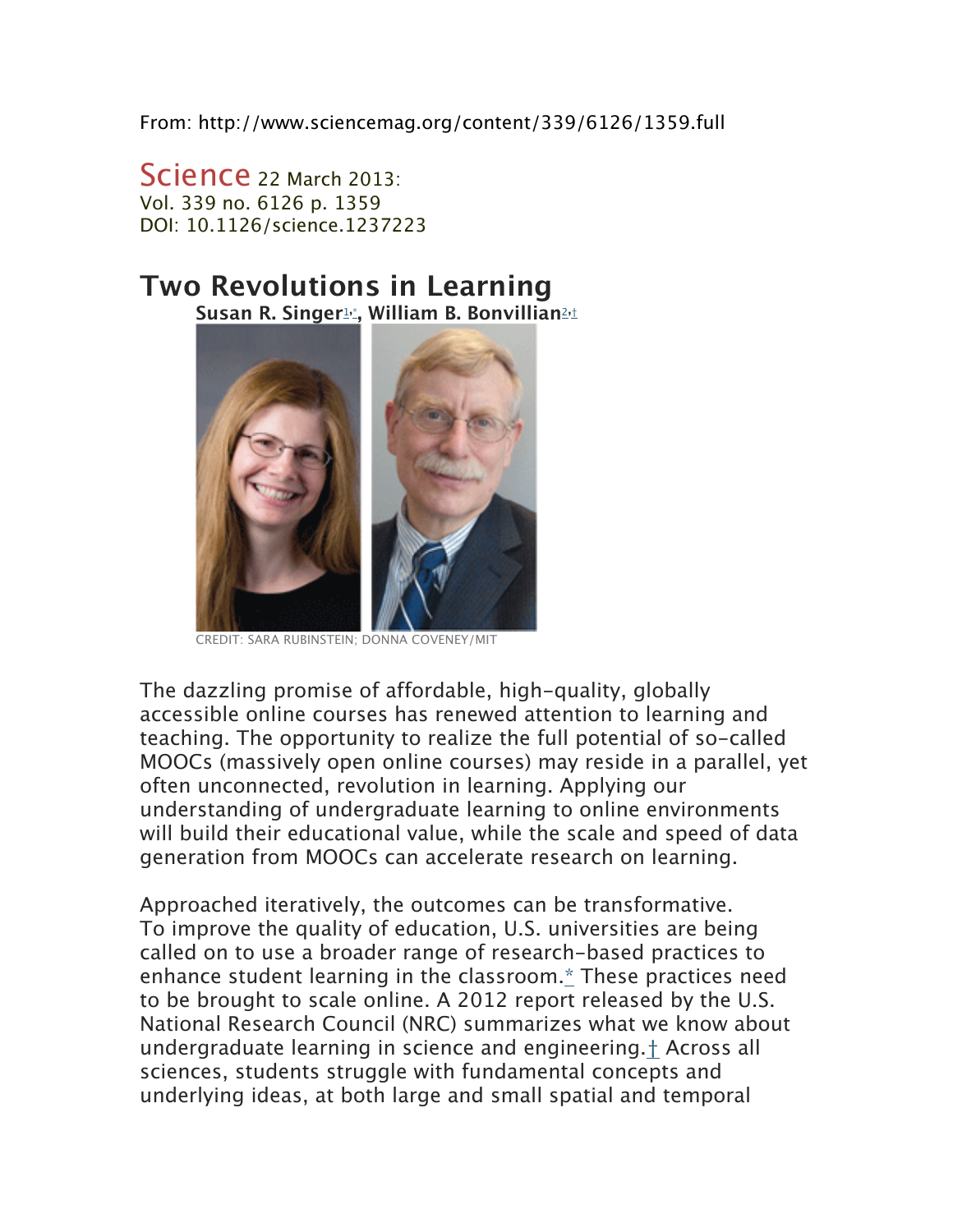From: http://www.sciencemag.org/content/339/6126/1359.full

Science 22 March 2013:
Vol. 339 no. 6126 p. 1359
DOI: 10.1126/science.1237223

# Two Revolutions in Learning

**Susan R. Singer[1,*], William B. Bonvillian[2,†]**

CREDIT: SARA RUBINSTEIN; DONNA COVENEY/MIT

The dazzling promise of affordable, high-quality, globally accessible online courses has renewed attention to learning and teaching. The opportunity to realize the full potential of so-called MOOCs (massively open online courses) may reside in a parallel, yet often unconnected, revolution in learning. Applying our understanding of undergraduate learning to online environments will build their educational value, while the scale and speed of data generation from MOOCs can accelerate research on learning.

Approached iteratively, the outcomes can be transformative. To improve the quality of education, U.S. universities are being called on to use a broader range of research-based practices to enhance student learning in the classroom.* These practices need to be brought to scale online. A 2012 report released by the U.S. National Research Council (NRC) summarizes what we know about undergraduate learning in science and engineering.† Across all sciences, students struggle with fundamental concepts and underlying ideas, at both large and small spatial and temporal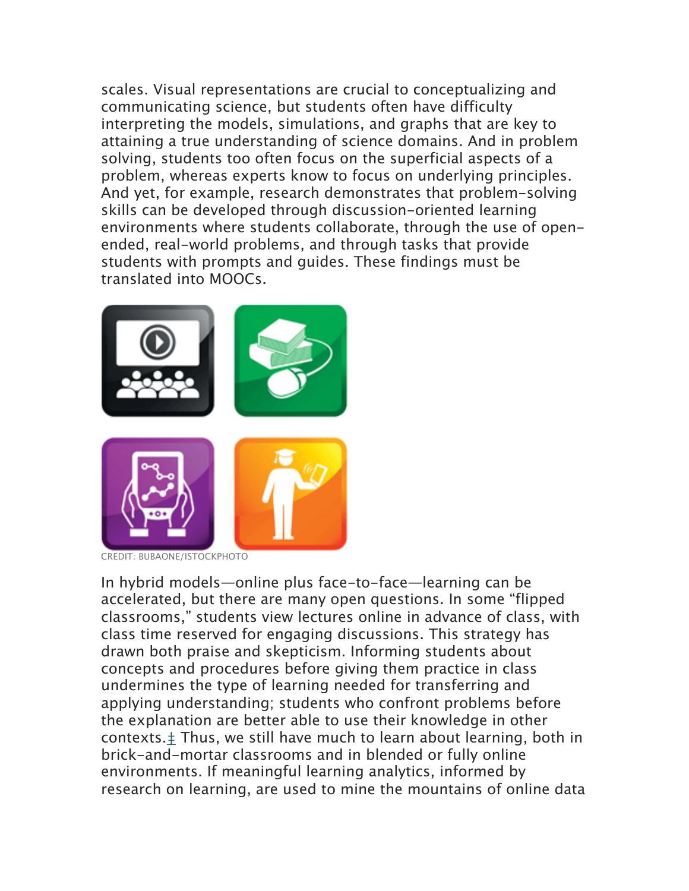scales. Visual representations are crucial to conceptualizing and communicating science, but students often have difficulty interpreting the models, simulations, and graphs that are key to attaining a true understanding of science domains. And in problem solving, students too often focus on the superficial aspects of a problem, whereas experts know to focus on underlying principles. And yet, for example, research demonstrates that problem-solving skills can be developed through discussion-oriented learning environments where students collaborate, through the use of open-ended, real-world problems, and through tasks that provide students with prompts and guides. These findings must be translated into MOOCs.

CREDIT: BUBAONE/ISTOCKPHOTO

In hybrid models—online plus face-to-face—learning can be accelerated, but there are many open questions. In some "flipped classrooms," students view lectures online in advance of class, with class time reserved for engaging discussions. This strategy has drawn both praise and skepticism. Informing students about concepts and procedures before giving them practice in class undermines the type of learning needed for transferring and applying understanding; students who confront problems before the explanation are better able to use their knowledge in other contexts.‡ Thus, we still have much to learn about learning, both in brick-and-mortar classrooms and in blended or fully online environments. If meaningful learning analytics, informed by research on learning, are used to mine the mountains of online data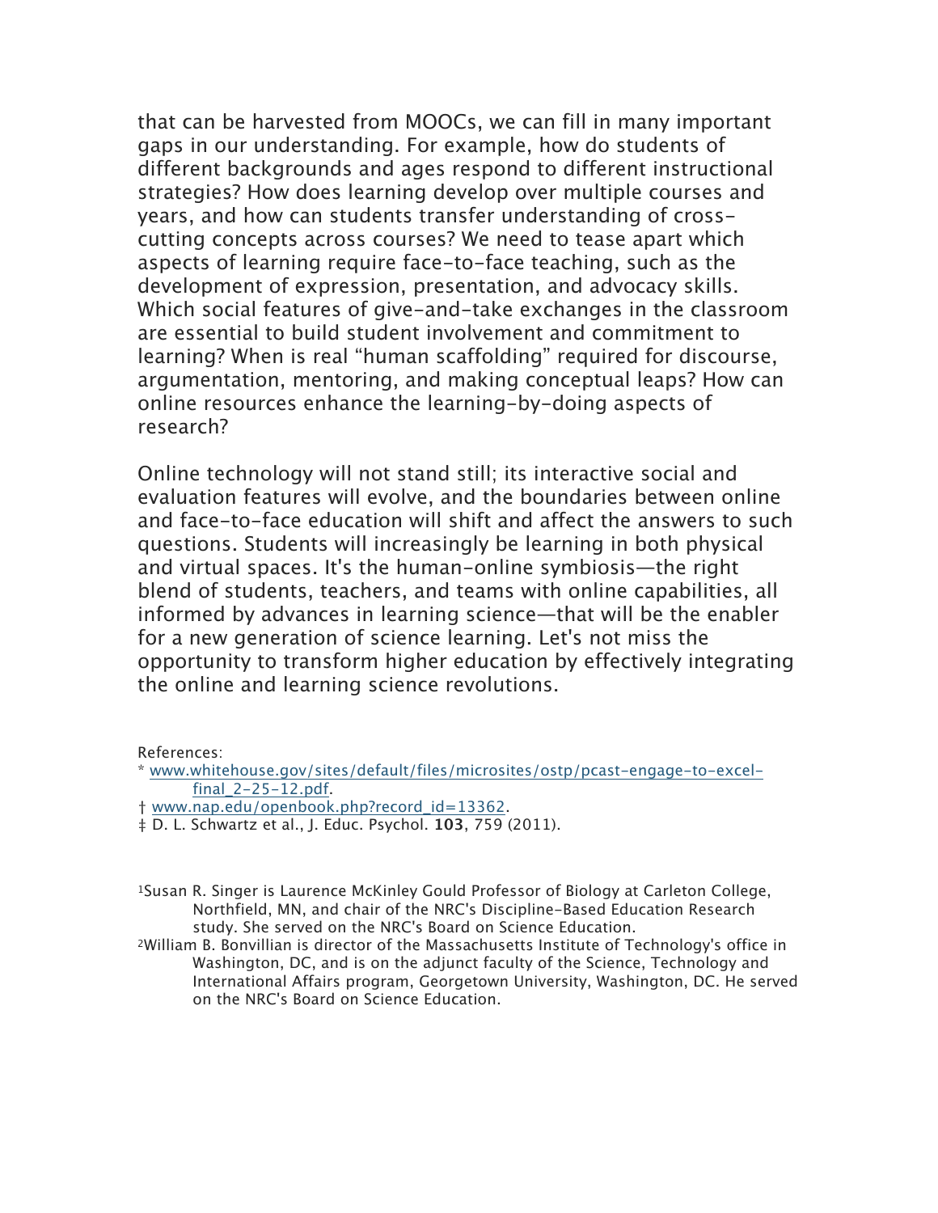that can be harvested from MOOCs, we can fill in many important gaps in our understanding. For example, how do students of different backgrounds and ages respond to different instructional strategies? How does learning develop over multiple courses and years, and how can students transfer understanding of cross-cutting concepts across courses? We need to tease apart which aspects of learning require face-to-face teaching, such as the development of expression, presentation, and advocacy skills. Which social features of give-and-take exchanges in the classroom are essential to build student involvement and commitment to learning? When is real "human scaffolding" required for discourse, argumentation, mentoring, and making conceptual leaps? How can online resources enhance the learning-by-doing aspects of research?

Online technology will not stand still; its interactive social and evaluation features will evolve, and the boundaries between online and face-to-face education will shift and affect the answers to such questions. Students will increasingly be learning in both physical and virtual spaces. It's the human-online symbiosis—the right blend of students, teachers, and teams with online capabilities, all informed by advances in learning science—that will be the enabler for a new generation of science learning. Let's not miss the opportunity to transform higher education by effectively integrating the online and learning science revolutions.

References:

* www.whitehouse.gov/sites/default/files/microsites/ostp/pcast-engage-to-excel-final_2-25-12.pdf.

† www.nap.edu/openbook.php?record_id=13362.

‡ D. L. Schwartz et al., J. Educ. Psychol. **103**, 759 (2011).

[1]Susan R. Singer is Laurence McKinley Gould Professor of Biology at Carleton College, Northfield, MN, and chair of the NRC's Discipline-Based Education Research study. She served on the NRC's Board on Science Education.

[2]William B. Bonvillian is director of the Massachusetts Institute of Technology's office in Washington, DC, and is on the adjunct faculty of the Science, Technology and International Affairs program, Georgetown University, Washington, DC. He served on the NRC's Board on Science Education.